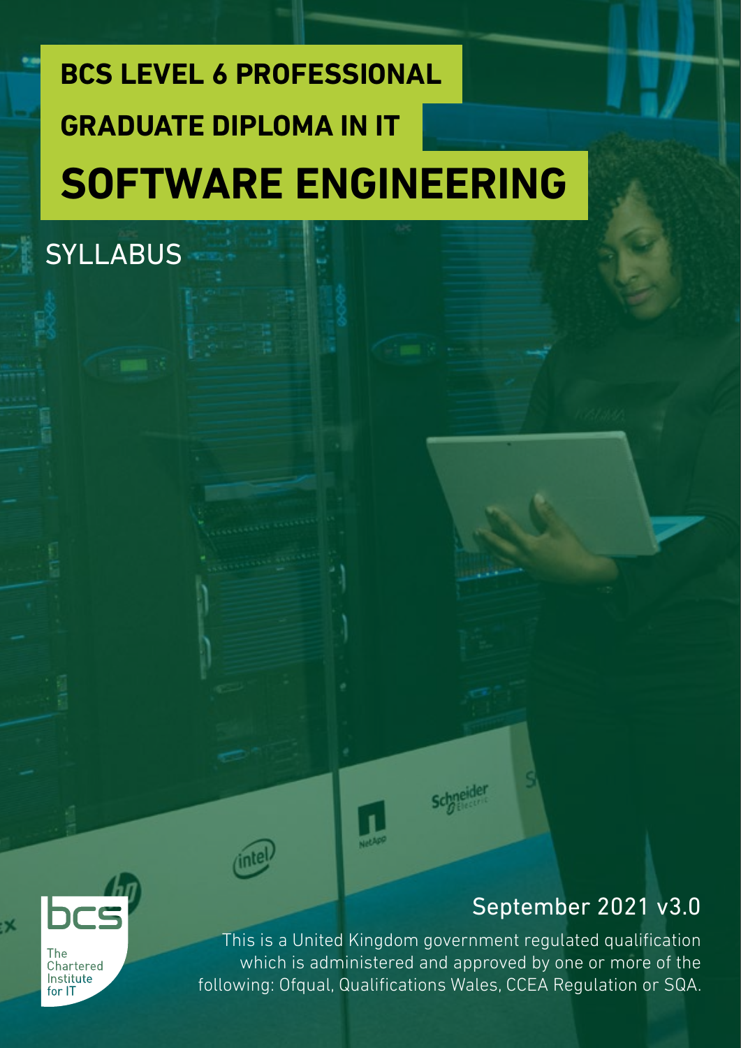# BCS LEVEL 6 PROFESSIONAL GRADUATE DIPLOMA IN IT

# SOFTWARE ENGINEERING

## SYLLABUS

September 2021 v3.0

This is a United Kingdom government regulated qualification which is administered and approved by one or more of the following: Ofqual, Qualifications Wales, CCEA Regulation or SQA.

bcs The Chartered Institute for IT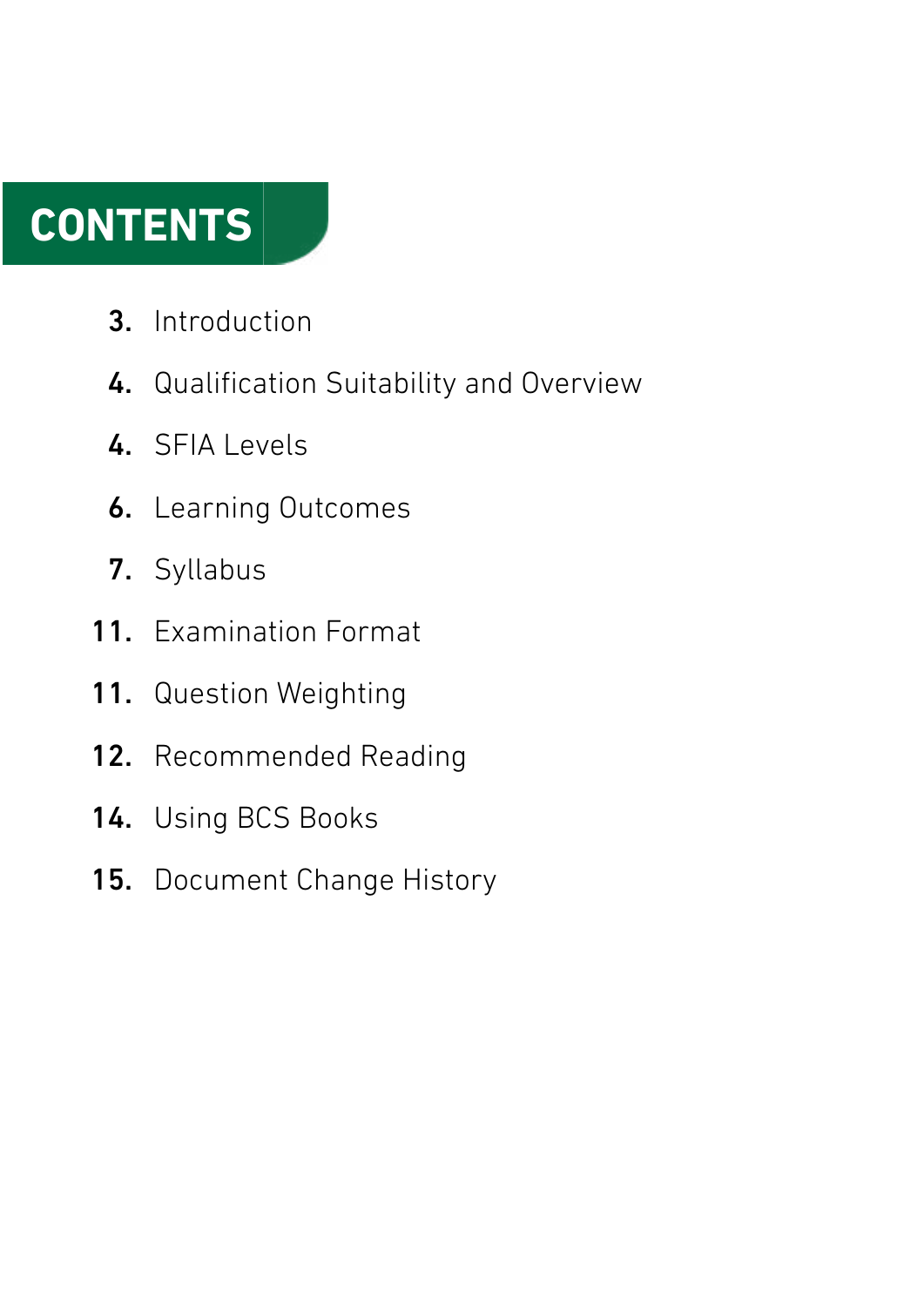# CONTENTS

3. Introduction
4. Qualification Suitability and Overview
4. SFIA Levels
6. Learning Outcomes
7. Syllabus
11. Examination Format
11. Question Weighting
12. Recommended Reading
14. Using BCS Books
15. Document Change History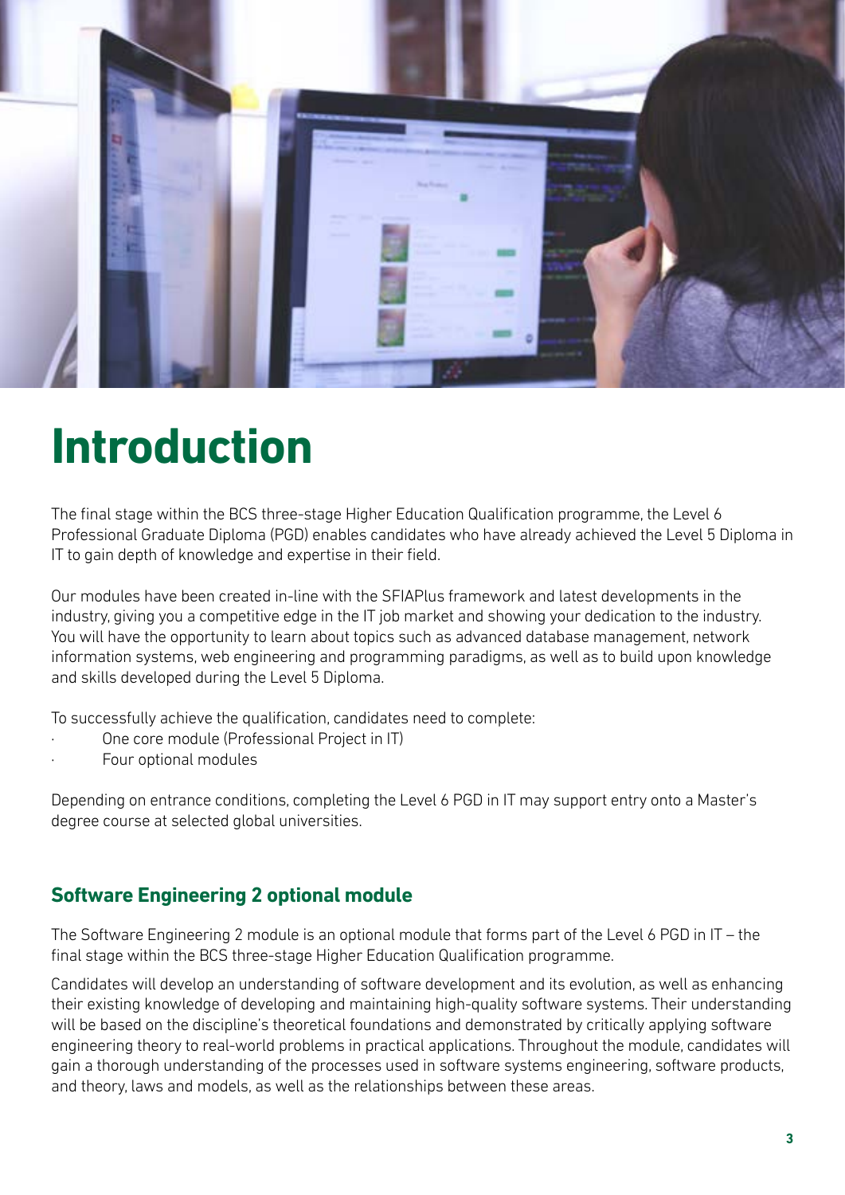# Introduction

The final stage within the BCS three-stage Higher Education Qualification programme, the Level 6 Professional Graduate Diploma (PGD) enables candidates who have already achieved the Level 5 Diploma in IT to gain depth of knowledge and expertise in their field.

Our modules have been created in-line with the SFIAPlus framework and latest developments in the industry, giving you a competitive edge in the IT job market and showing your dedication to the industry. You will have the opportunity to learn about topics such as advanced database management, network information systems, web engineering and programming paradigms, as well as to build upon knowledge and skills developed during the Level 5 Diploma.

To successfully achieve the qualification, candidates need to complete:

- One core module (Professional Project in IT)
- Four optional modules

Depending on entrance conditions, completing the Level 6 PGD in IT may support entry onto a Master's degree course at selected global universities.

## Software Engineering 2 optional module

The Software Engineering 2 module is an optional module that forms part of the Level 6 PGD in IT – the final stage within the BCS three-stage Higher Education Qualification programme.

Candidates will develop an understanding of software development and its evolution, as well as enhancing their existing knowledge of developing and maintaining high-quality software systems. Their understanding will be based on the discipline's theoretical foundations and demonstrated by critically applying software engineering theory to real-world problems in practical applications. Throughout the module, candidates will gain a thorough understanding of the processes used in software systems engineering, software products, and theory, laws and models, as well as the relationships between these areas.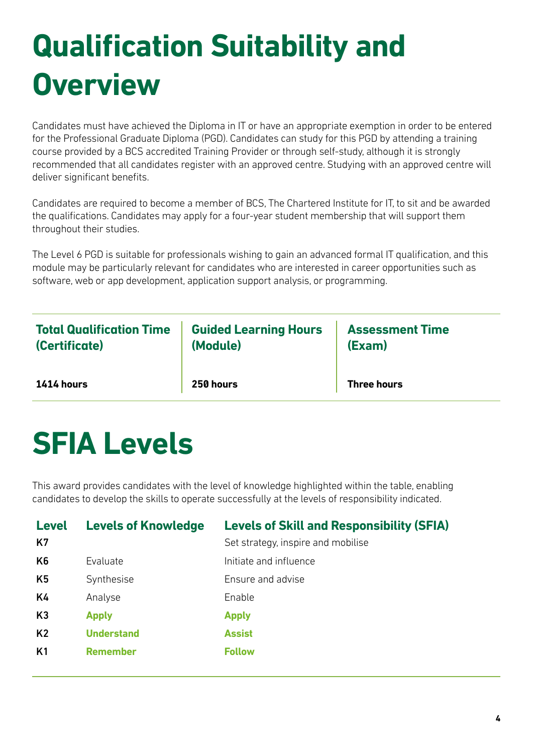# Qualification Suitability and Overview

Candidates must have achieved the Diploma in IT or have an appropriate exemption in order to be entered for the Professional Graduate Diploma (PGD). Candidates can study for this PGD by attending a training course provided by a BCS accredited Training Provider or through self-study, although it is strongly recommended that all candidates register with an approved centre. Studying with an approved centre will deliver significant benefits.

Candidates are required to become a member of BCS, The Chartered Institute for IT, to sit and be awarded the qualifications. Candidates may apply for a four-year student membership that will support them throughout their studies.

The Level 6 PGD is suitable for professionals wishing to gain an advanced formal IT qualification, and this module may be particularly relevant for candidates who are interested in career opportunities such as software, web or app development, application support analysis, or programming.

| Total Qualification Time (Certificate) | Guided Learning Hours (Module) | Assessment Time (Exam) |
|---|---|---|
| **1414 hours** | **250 hours** | **Three hours** |

# SFIA Levels

This award provides candidates with the level of knowledge highlighted within the table, enabling candidates to develop the skills to operate successfully at the levels of responsibility indicated.

| Level | Levels of Knowledge | Levels of Skill and Responsibility (SFIA) |
|---|---|---|
| K7 | | Set strategy, inspire and mobilise |
| K6 | Evaluate | Initiate and influence |
| K5 | Synthesise | Ensure and advise |
| K4 | Analyse | Enable |
| K3 | **Apply** | **Apply** |
| K2 | **Understand** | **Assist** |
| K1 | **Remember** | **Follow** |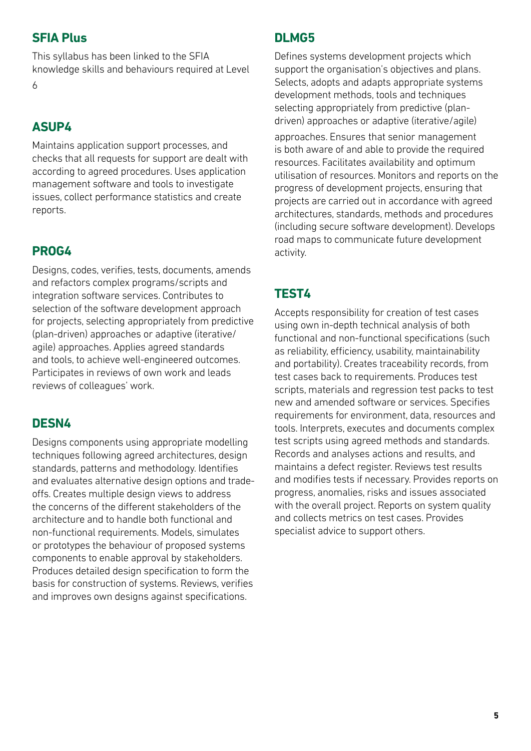## SFIA Plus

This syllabus has been linked to the SFIA knowledge skills and behaviours required at Level 6

## ASUP4

Maintains application support processes, and checks that all requests for support are dealt with according to agreed procedures. Uses application management software and tools to investigate issues, collect performance statistics and create reports.

## PROG4

Designs, codes, verifies, tests, documents, amends and refactors complex programs/scripts and integration software services. Contributes to selection of the software development approach for projects, selecting appropriately from predictive (plan-driven) approaches or adaptive (iterative/agile) approaches. Applies agreed standards and tools, to achieve well-engineered outcomes. Participates in reviews of own work and leads reviews of colleagues' work.

## DESN4

Designs components using appropriate modelling techniques following agreed architectures, design standards, patterns and methodology. Identifies and evaluates alternative design options and trade-offs. Creates multiple design views to address the concerns of the different stakeholders of the architecture and to handle both functional and non-functional requirements. Models, simulates or prototypes the behaviour of proposed systems components to enable approval by stakeholders. Produces detailed design specification to form the basis for construction of systems. Reviews, verifies and improves own designs against specifications.

## DLMG5

Defines systems development projects which support the organisation's objectives and plans. Selects, adopts and adapts appropriate systems development methods, tools and techniques selecting appropriately from predictive (plan-driven) approaches or adaptive (iterative/agile) approaches. Ensures that senior management is both aware of and able to provide the required resources. Facilitates availability and optimum utilisation of resources. Monitors and reports on the progress of development projects, ensuring that projects are carried out in accordance with agreed architectures, standards, methods and procedures (including secure software development). Develops road maps to communicate future development activity.

## TEST4

Accepts responsibility for creation of test cases using own in-depth technical analysis of both functional and non-functional specifications (such as reliability, efficiency, usability, maintainability and portability). Creates traceability records, from test cases back to requirements. Produces test scripts, materials and regression test packs to test new and amended software or services. Specifies requirements for environment, data, resources and tools. Interprets, executes and documents complex test scripts using agreed methods and standards. Records and analyses actions and results, and maintains a defect register. Reviews test results and modifies tests if necessary. Provides reports on progress, anomalies, risks and issues associated with the overall project. Reports on system quality and collects metrics on test cases. Provides specialist advice to support others.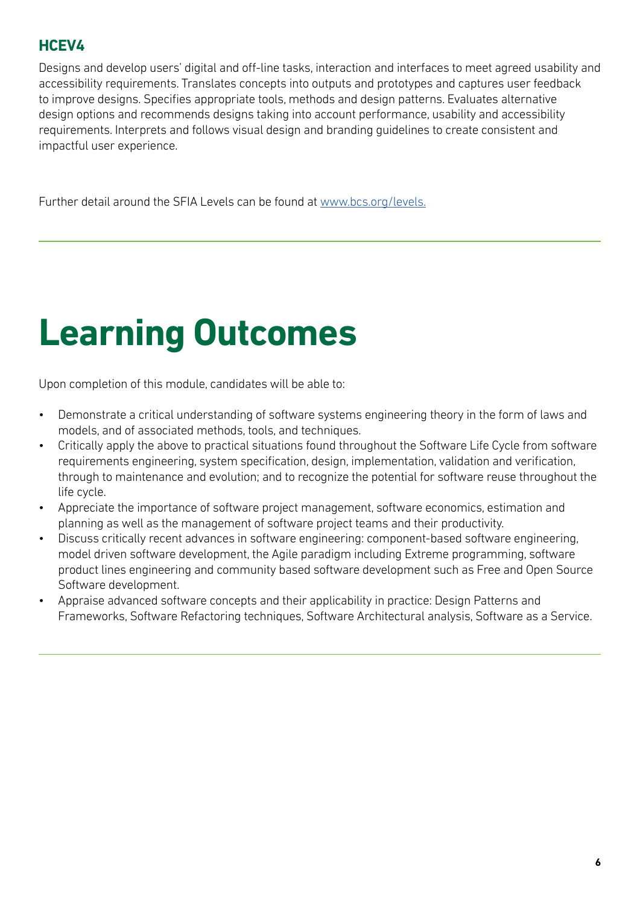### HCEV4

Designs and develop users' digital and off-line tasks, interaction and interfaces to meet agreed usability and accessibility requirements. Translates concepts into outputs and prototypes and captures user feedback to improve designs. Specifies appropriate tools, methods and design patterns. Evaluates alternative design options and recommends designs taking into account performance, usability and accessibility requirements. Interprets and follows visual design and branding guidelines to create consistent and impactful user experience.

Further detail around the SFIA Levels can be found at [www.bcs.org/levels.](http://www.bcs.org/levels)

---

# Learning Outcomes

Upon completion of this module, candidates will be able to:

- Demonstrate a critical understanding of software systems engineering theory in the form of laws and models, and of associated methods, tools, and techniques.
- Critically apply the above to practical situations found throughout the Software Life Cycle from software requirements engineering, system specification, design, implementation, validation and verification, through to maintenance and evolution; and to recognize the potential for software reuse throughout the life cycle.
- Appreciate the importance of software project management, software economics, estimation and planning as well as the management of software project teams and their productivity.
- Discuss critically recent advances in software engineering: component-based software engineering, model driven software development, the Agile paradigm including Extreme programming, software product lines engineering and community based software development such as Free and Open Source Software development.
- Appraise advanced software concepts and their applicability in practice: Design Patterns and Frameworks, Software Refactoring techniques, Software Architectural analysis, Software as a Service.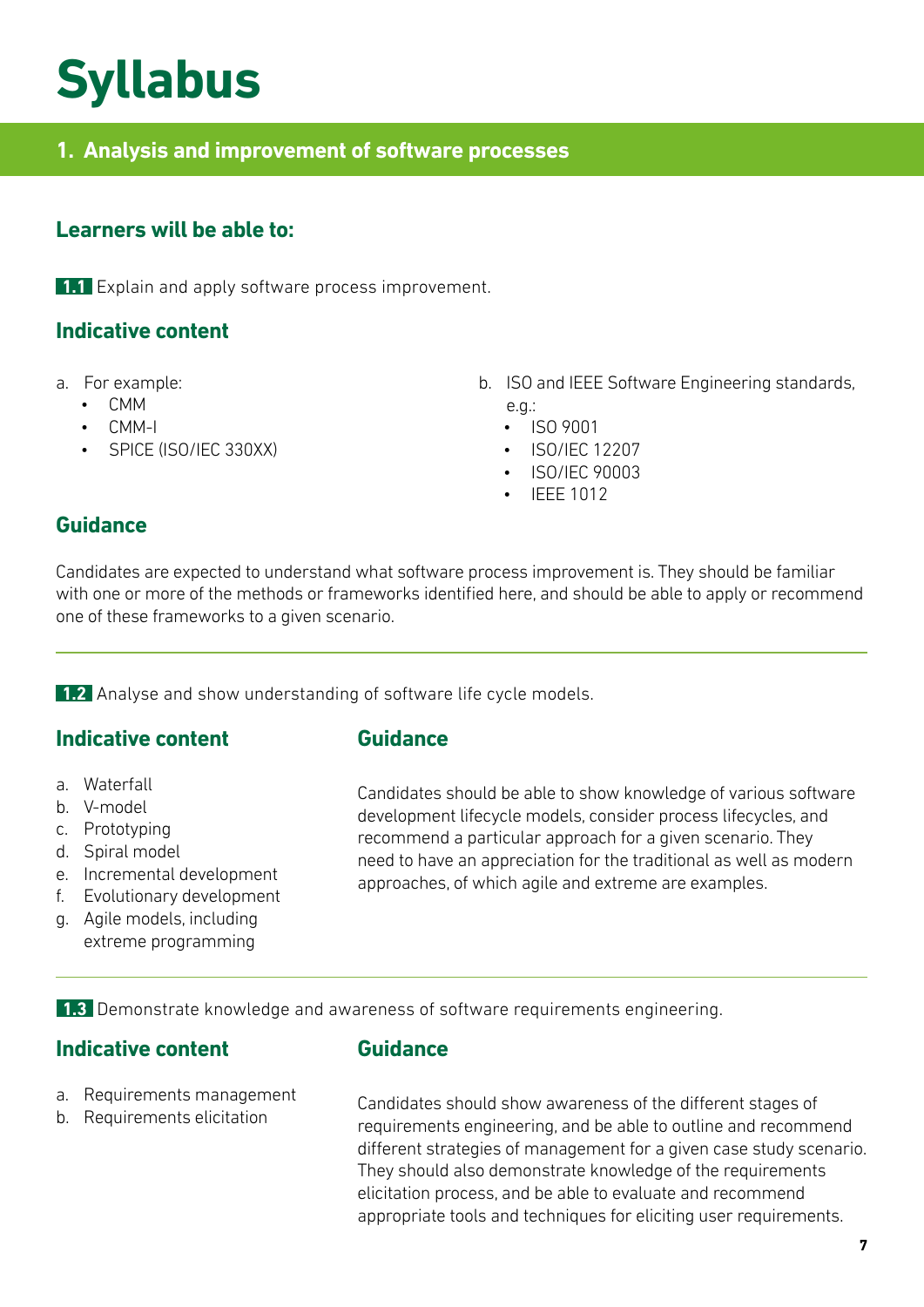# Syllabus

## 1. Analysis and improvement of software processes

### Learners will be able to:

**1.1** Explain and apply software process improvement.

### Indicative content

a. For example:
   - CMM
   - CMM-I
   - SPICE (ISO/IEC 330XX)

b. ISO and IEEE Software Engineering standards, e.g.:
   - ISO 9001
   - ISO/IEC 12207
   - ISO/IEC 90003
   - IEEE 1012

### Guidance

Candidates are expected to understand what software process improvement is. They should be familiar with one or more of the methods or frameworks identified here, and should be able to apply or recommend one of these frameworks to a given scenario.

---

**1.2** Analyse and show understanding of software life cycle models.

### Indicative content

a. Waterfall
b. V-model
c. Prototyping
d. Spiral model
e. Incremental development
f. Evolutionary development
g. Agile models, including extreme programming

### Guidance

Candidates should be able to show knowledge of various software development lifecycle models, consider process lifecycles, and recommend a particular approach for a given scenario. They need to have an appreciation for the traditional as well as modern approaches, of which agile and extreme are examples.

---

**1.3** Demonstrate knowledge and awareness of software requirements engineering.

### Indicative content

a. Requirements management
b. Requirements elicitation

### Guidance

Candidates should show awareness of the different stages of requirements engineering, and be able to outline and recommend different strategies of management for a given case study scenario. They should also demonstrate knowledge of the requirements elicitation process, and be able to evaluate and recommend appropriate tools and techniques for eliciting user requirements.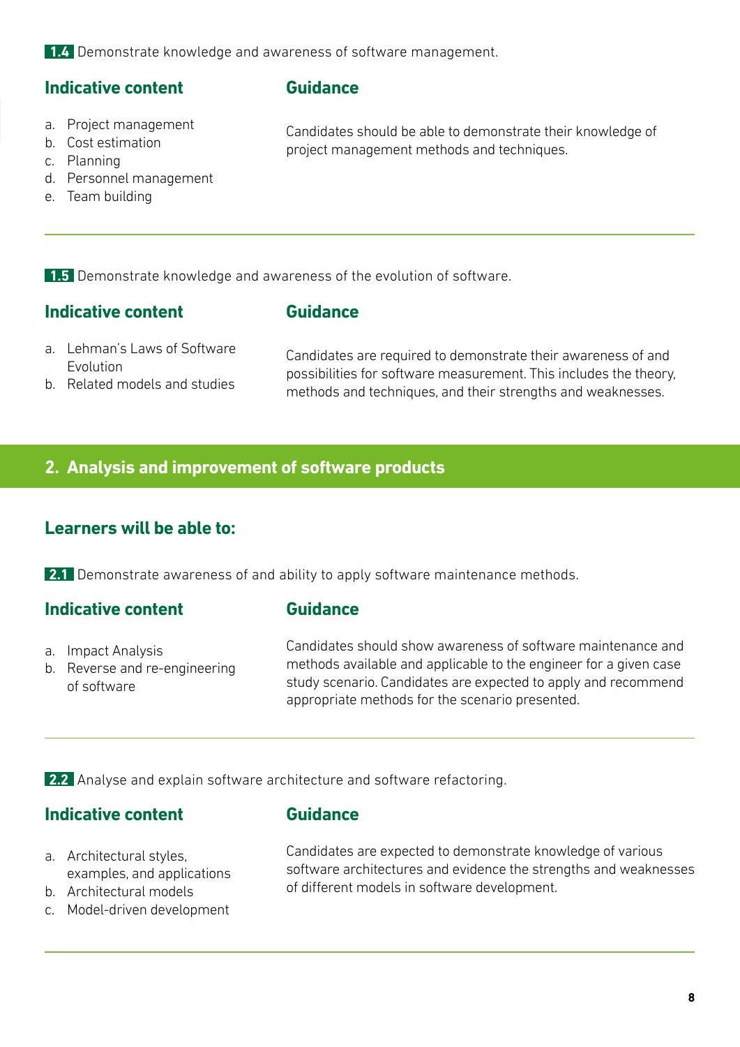**1.4** Demonstrate knowledge and awareness of software management.

### Indicative content

a. Project management
b. Cost estimation
c. Planning
d. Personnel management
e. Team building

### Guidance

Candidates should be able to demonstrate their knowledge of project management methods and techniques.

---

**1.5** Demonstrate knowledge and awareness of the evolution of software.

### Indicative content

a. Lehman's Laws of Software Evolution
b. Related models and studies

### Guidance

Candidates are required to demonstrate their awareness of and possibilities for software measurement. This includes the theory, methods and techniques, and their strengths and weaknesses.

## 2. Analysis and improvement of software products

### Learners will be able to:

**2.1** Demonstrate awareness of and ability to apply software maintenance methods.

### Indicative content

a. Impact Analysis
b. Reverse and re-engineering of software

### Guidance

Candidates should show awareness of software maintenance and methods available and applicable to the engineer for a given case study scenario. Candidates are expected to apply and recommend appropriate methods for the scenario presented.

---

**2.2** Analyse and explain software architecture and software refactoring.

### Indicative content

a. Architectural styles, examples, and applications
b. Architectural models
c. Model-driven development

### Guidance

Candidates are expected to demonstrate knowledge of various software architectures and evidence the strengths and weaknesses of different models in software development.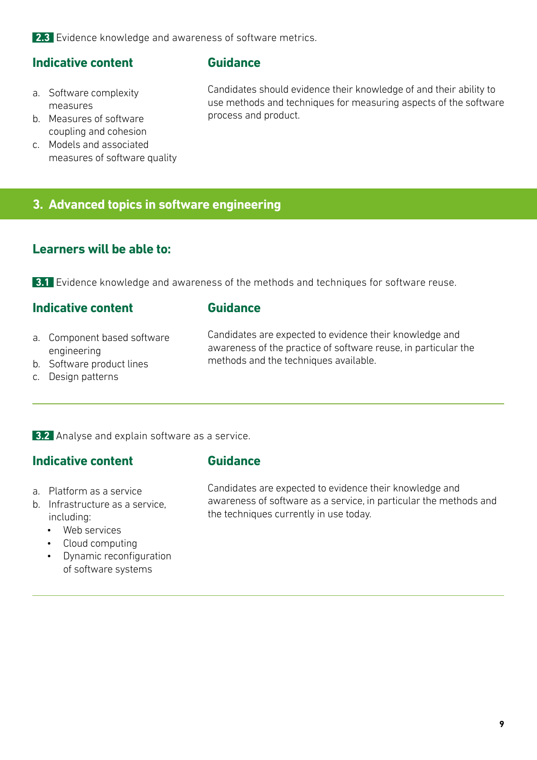**2.3** Evidence knowledge and awareness of software metrics.

#### Indicative content

a. Software complexity measures
b. Measures of software coupling and cohesion
c. Models and associated measures of software quality

#### Guidance

Candidates should evidence their knowledge of and their ability to use methods and techniques for measuring aspects of the software process and product.

## 3. Advanced topics in software engineering

### Learners will be able to:

**3.1** Evidence knowledge and awareness of the methods and techniques for software reuse.

#### Indicative content

a. Component based software engineering
b. Software product lines
c. Design patterns

#### Guidance

Candidates are expected to evidence their knowledge and awareness of the practice of software reuse, in particular the methods and the techniques available.

**3.2** Analyse and explain software as a service.

#### Indicative content

a. Platform as a service
b. Infrastructure as a service, including:
   - Web services
   - Cloud computing
   - Dynamic reconfiguration of software systems

#### Guidance

Candidates are expected to evidence their knowledge and awareness of software as a service, in particular the methods and the techniques currently in use today.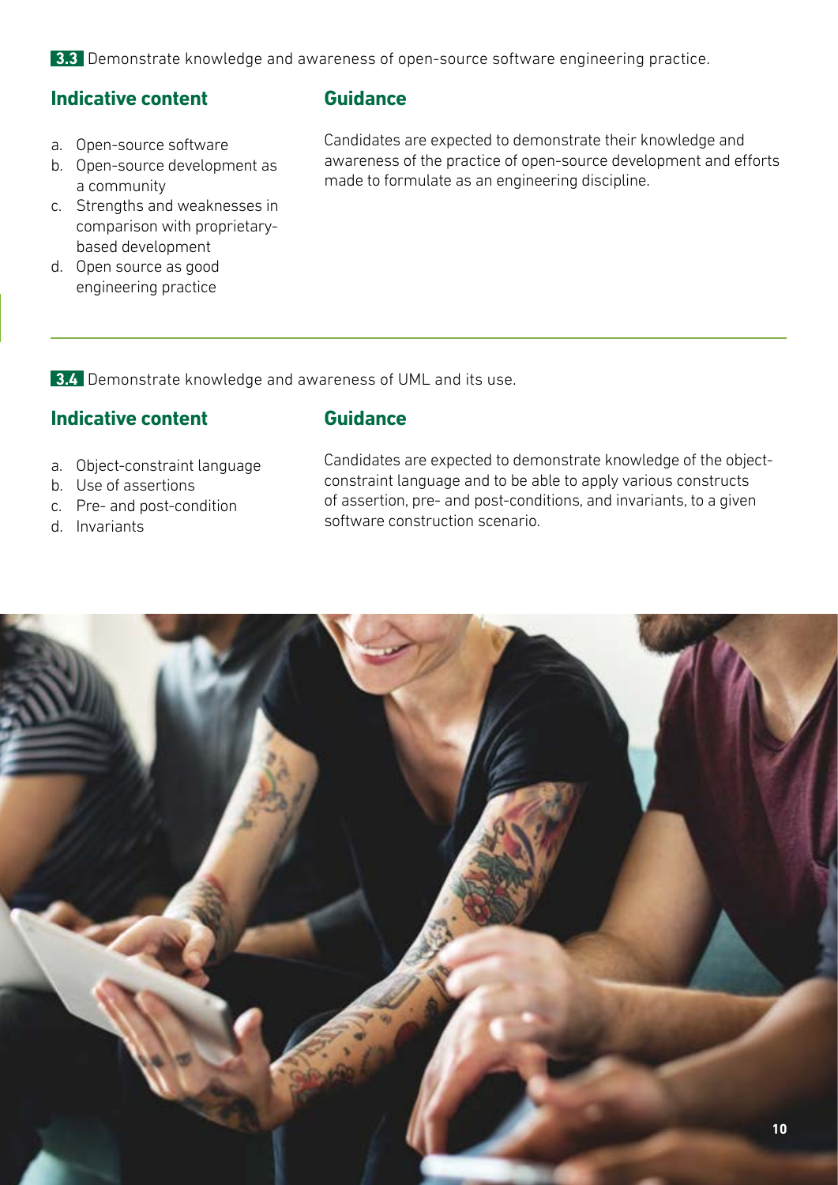**3.3** Demonstrate knowledge and awareness of open-source software engineering practice.

### Indicative content

a. Open-source software
b. Open-source development as a community
c. Strengths and weaknesses in comparison with proprietary-based development
d. Open source as good engineering practice

### Guidance

Candidates are expected to demonstrate their knowledge and awareness of the practice of open-source development and efforts made to formulate as an engineering discipline.

---

**3.4** Demonstrate knowledge and awareness of UML and its use.

### Indicative content

a. Object-constraint language
b. Use of assertions
c. Pre- and post-condition
d. Invariants

### Guidance

Candidates are expected to demonstrate knowledge of the object-constraint language and to be able to apply various constructs of assertion, pre- and post-conditions, and invariants, to a given software construction scenario.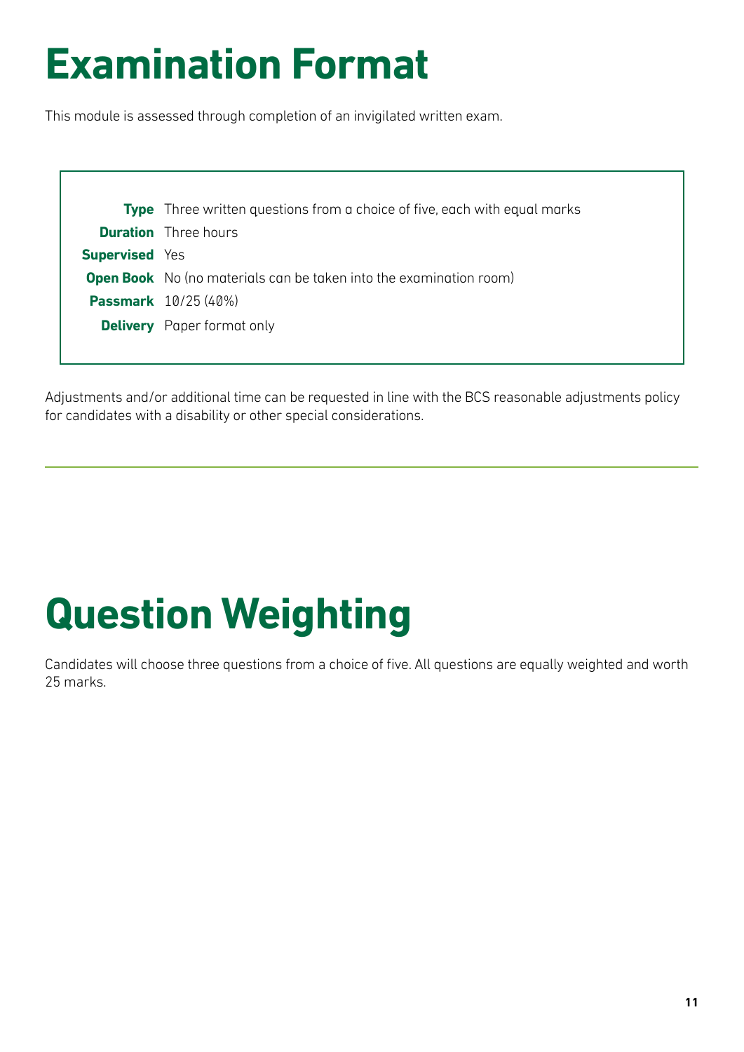# Examination Format

This module is assessed through completion of an invigilated written exam.

| | |
|---|---|
| **Type** | Three written questions from a choice of five, each with equal marks |
| **Duration** | Three hours |
| **Supervised** | Yes |
| **Open Book** | No (no materials can be taken into the examination room) |
| **Passmark** | 10/25 (40%) |
| **Delivery** | Paper format only |

Adjustments and/or additional time can be requested in line with the BCS reasonable adjustments policy for candidates with a disability or other special considerations.

# Question Weighting

Candidates will choose three questions from a choice of five. All questions are equally weighted and worth 25 marks.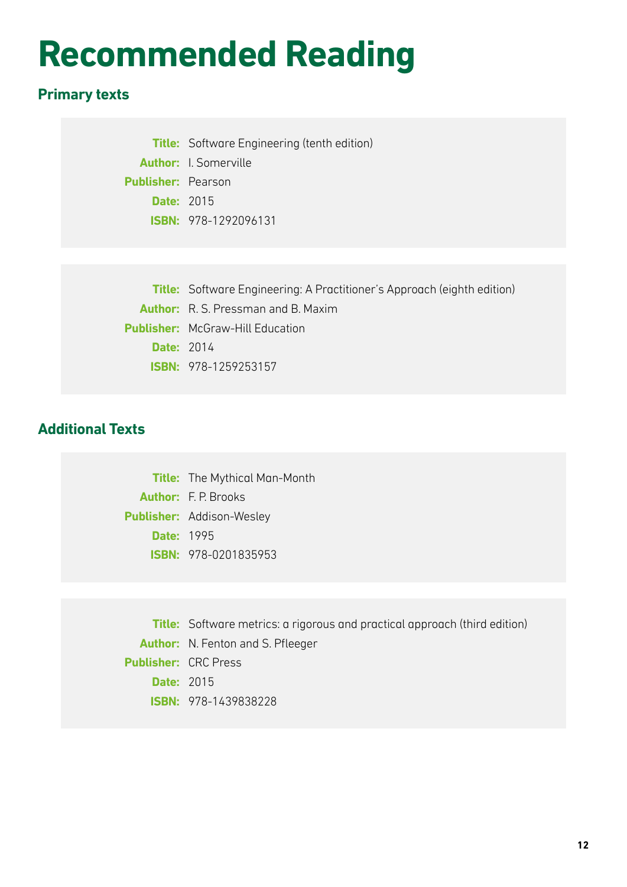# Recommended Reading

## Primary texts

**Title:** Software Engineering (tenth edition)
**Author:** I. Somerville
**Publisher:** Pearson
**Date:** 2015
**ISBN:** 978-1292096131

**Title:** Software Engineering: A Practitioner's Approach (eighth edition)
**Author:** R. S. Pressman and B. Maxim
**Publisher:** McGraw-Hill Education
**Date:** 2014
**ISBN:** 978-1259253157

## Additional Texts

**Title:** The Mythical Man-Month
**Author:** F. P. Brooks
**Publisher:** Addison-Wesley
**Date:** 1995
**ISBN:** 978-0201835953

**Title:** Software metrics: a rigorous and practical approach (third edition)
**Author:** N. Fenton and S. Pfleeger
**Publisher:** CRC Press
**Date:** 2015
**ISBN:** 978-1439838228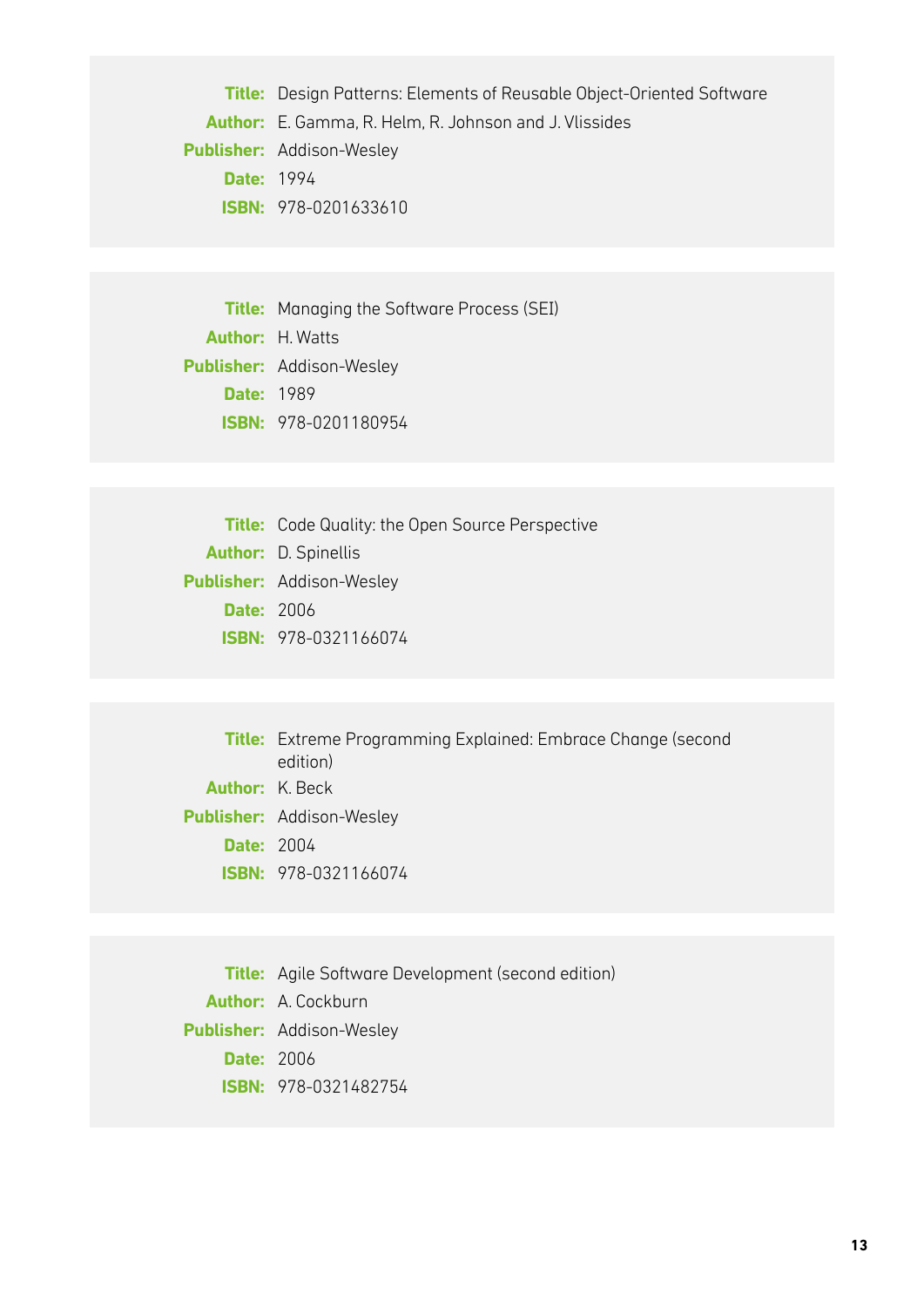**Title:** Design Patterns: Elements of Reusable Object-Oriented Software
**Author:** E. Gamma, R. Helm, R. Johnson and J. Vlissides
**Publisher:** Addison-Wesley
**Date:** 1994
**ISBN:** 978-0201633610

**Title:** Managing the Software Process (SEI)
**Author:** H. Watts
**Publisher:** Addison-Wesley
**Date:** 1989
**ISBN:** 978-0201180954

**Title:** Code Quality: the Open Source Perspective
**Author:** D. Spinellis
**Publisher:** Addison-Wesley
**Date:** 2006
**ISBN:** 978-0321166074

**Title:** Extreme Programming Explained: Embrace Change (second edition)
**Author:** K. Beck
**Publisher:** Addison-Wesley
**Date:** 2004
**ISBN:** 978-0321166074

**Title:** Agile Software Development (second edition)
**Author:** A. Cockburn
**Publisher:** Addison-Wesley
**Date:** 2006
**ISBN:** 978-0321482754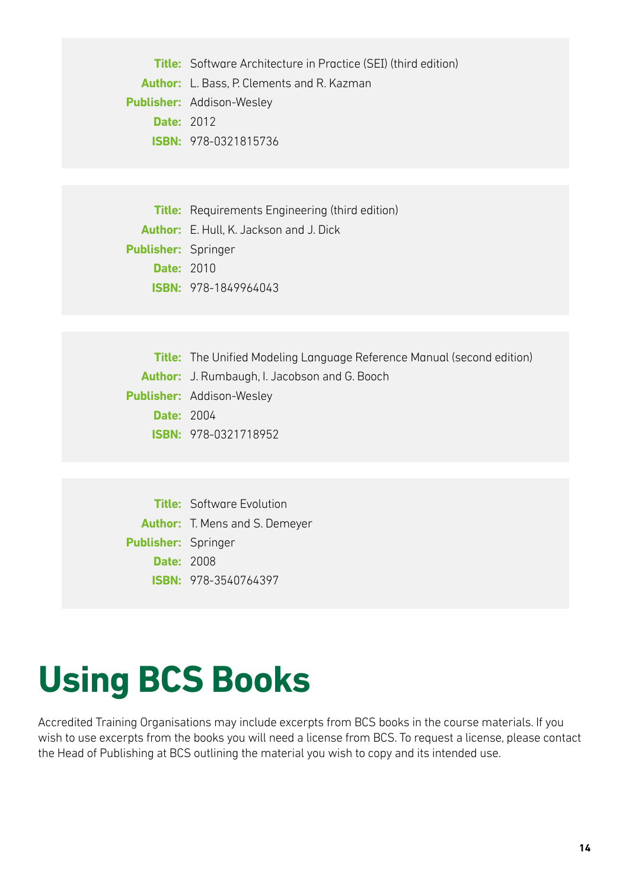**Title:** Software Architecture in Practice (SEI) (third edition)
**Author:** L. Bass, P. Clements and R. Kazman
**Publisher:** Addison-Wesley
**Date:** 2012
**ISBN:** 978-0321815736

**Title:** Requirements Engineering (third edition)
**Author:** E. Hull, K. Jackson and J. Dick
**Publisher:** Springer
**Date:** 2010
**ISBN:** 978-1849964043

**Title:** The Unified Modeling Language Reference Manual (second edition)
**Author:** J. Rumbaugh, I. Jacobson and G. Booch
**Publisher:** Addison-Wesley
**Date:** 2004
**ISBN:** 978-0321718952

**Title:** Software Evolution
**Author:** T. Mens and S. Demeyer
**Publisher:** Springer
**Date:** 2008
**ISBN:** 978-3540764397

# Using BCS Books

Accredited Training Organisations may include excerpts from BCS books in the course materials. If you wish to use excerpts from the books you will need a license from BCS. To request a license, please contact the Head of Publishing at BCS outlining the material you wish to copy and its intended use.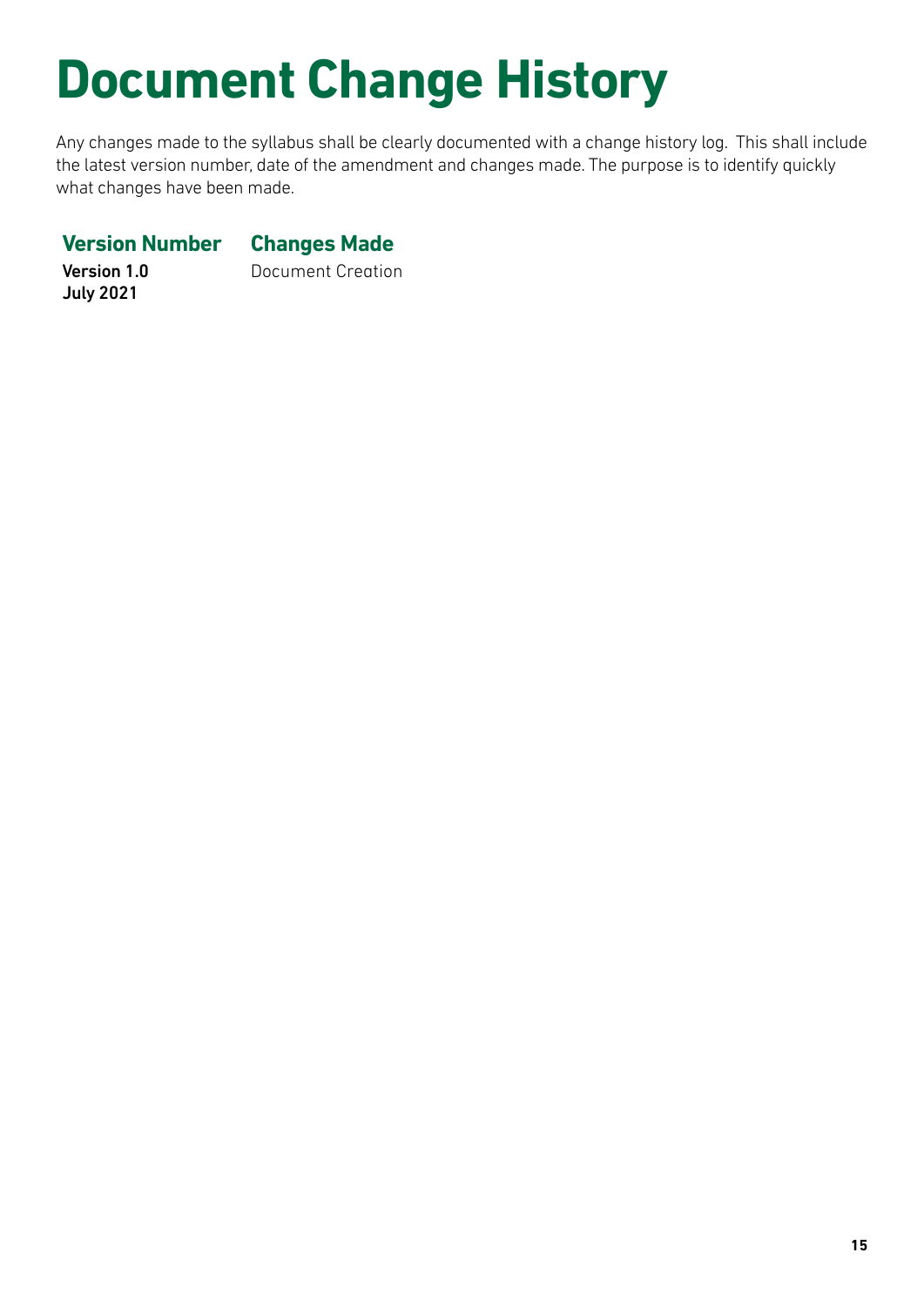# Document Change History

Any changes made to the syllabus shall be clearly documented with a change history log. This shall include the latest version number, date of the amendment and changes made. The purpose is to identify quickly what changes have been made.

| Version Number | Changes Made |
| --- | --- |
| **Version 1.0**<br>**July 2021** | Document Creation |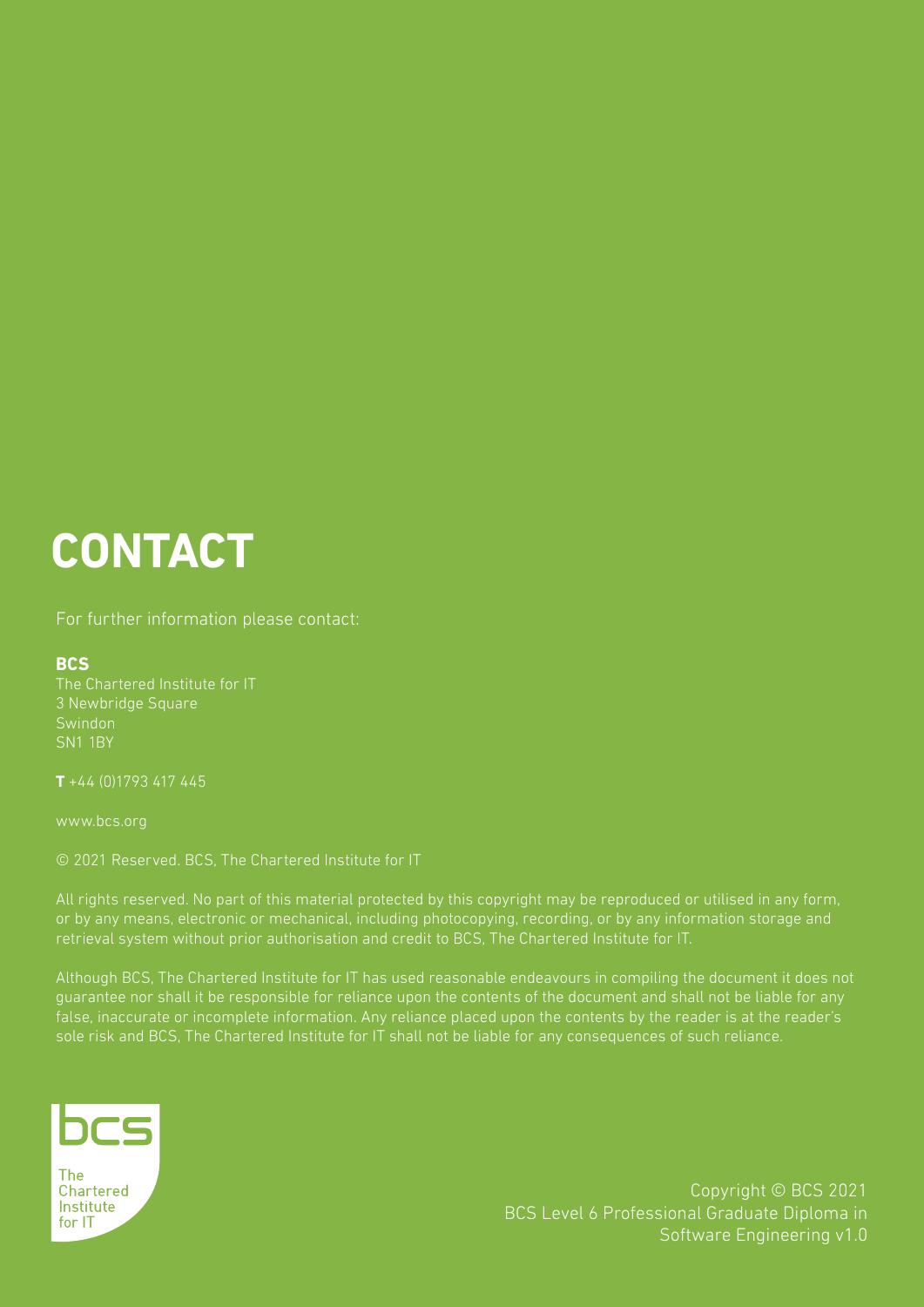# CONTACT

For further information please contact:

**BCS**
The Chartered Institute for IT
3 Newbridge Square
Swindon
SN1 1BY

**T** +44 (0)1793 417 445

www.bcs.org

© 2021 Reserved. BCS, The Chartered Institute for IT

All rights reserved. No part of this material protected by this copyright may be reproduced or utilised in any form, or by any means, electronic or mechanical, including photocopying, recording, or by any information storage and retrieval system without prior authorisation and credit to BCS, The Chartered Institute for IT.

Although BCS, The Chartered Institute for IT has used reasonable endeavours in compiling the document it does not guarantee nor shall it be responsible for reliance upon the contents of the document and shall not be liable for any false, inaccurate or incomplete information. Any reliance placed upon the contents by the reader is at the reader's sole risk and BCS, The Chartered Institute for IT shall not be liable for any consequences of such reliance.

bcs
The Chartered Institute for IT

Copyright © BCS 2021
BCS Level 6 Professional Graduate Diploma in Software Engineering v1.0